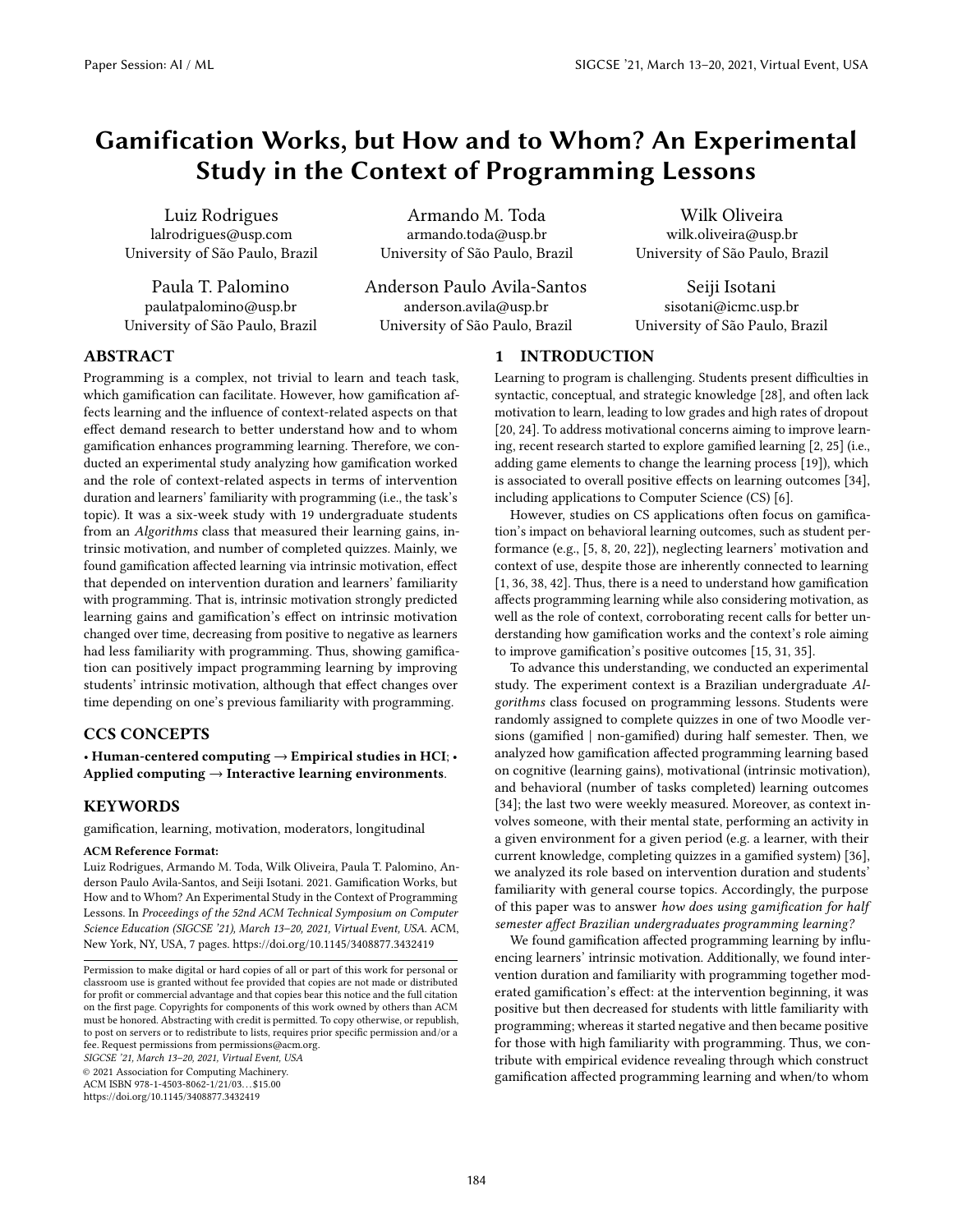# Gamification Works, but How and to Whom? An Experimental Study in the Context of Programming Lessons

Luiz Rodrigues
lalrodrigues@usp.com
University of São Paulo, Brazil

Armando M. Toda
armando.toda@usp.br
University of São Paulo, Brazil

Wilk Oliveira
wilk.oliveira@usp.br
University of São Paulo, Brazil

Paula T. Palomino
paulatpalomino@usp.br
University of São Paulo, Brazil

Anderson Paulo Avila-Santos
anderson.avila@usp.br
University of São Paulo, Brazil

Seiji Isotani
sisotani@icmc.usp.br
University of São Paulo, Brazil

## ABSTRACT

Programming is a complex, not trivial to learn and teach task, which gamification can facilitate. However, how gamification affects learning and the influence of context-related aspects on that effect demand research to better understand how and to whom gamification enhances programming learning. Therefore, we conducted an experimental study analyzing how gamification worked and the role of context-related aspects in terms of intervention duration and learners' familiarity with programming (i.e., the task's topic). It was a six-week study with 19 undergraduate students from an *Algorithms* class that measured their learning gains, intrinsic motivation, and number of completed quizzes. Mainly, we found gamification affected learning via intrinsic motivation, effect that depended on intervention duration and learners' familiarity with programming. That is, intrinsic motivation strongly predicted learning gains and gamification's effect on intrinsic motivation changed over time, decreasing from positive to negative as learners had less familiarity with programming. Thus, showing gamification can positively impact programming learning by improving students' intrinsic motivation, although that effect changes over time depending on one's previous familiarity with programming.

## CCS CONCEPTS

• **Human-centered computing → Empirical studies in HCI**; • **Applied computing → Interactive learning environments**.

## KEYWORDS

gamification, learning, motivation, moderators, longitudinal

**ACM Reference Format:**
Luiz Rodrigues, Armando M. Toda, Wilk Oliveira, Paula T. Palomino, Anderson Paulo Avila-Santos, and Seiji Isotani. 2021. Gamification Works, but How and to Whom? An Experimental Study in the Context of Programming Lessons. In *Proceedings of the 52nd ACM Technical Symposium on Computer Science Education (SIGCSE '21), March 13–20, 2021, Virtual Event, USA.* ACM, New York, NY, USA, 7 pages. https://doi.org/10.1145/3408877.3432419

Permission to make digital or hard copies of all or part of this work for personal or classroom use is granted without fee provided that copies are not made or distributed for profit or commercial advantage and that copies bear this notice and the full citation on the first page. Copyrights for components of this work owned by others than ACM must be honored. Abstracting with credit is permitted. To copy otherwise, or republish, to post on servers or to redistribute to lists, requires prior specific permission and/or a fee. Request permissions from permissions@acm.org.
*SIGCSE '21, March 13–20, 2021, Virtual Event, USA*
© 2021 Association for Computing Machinery.
ACM ISBN 978-1-4503-8062-1/21/03...$15.00
https://doi.org/10.1145/3408877.3432419

## 1 INTRODUCTION

Learning to program is challenging. Students present difficulties in syntactic, conceptual, and strategic knowledge [28], and often lack motivation to learn, leading to low grades and high rates of dropout [20, 24]. To address motivational concerns aiming to improve learning, recent research started to explore gamified learning [2, 25] (i.e., adding game elements to change the learning process [19]), which is associated to overall positive effects on learning outcomes [34], including applications to Computer Science (CS) [6].

However, studies on CS applications often focus on gamification's impact on behavioral learning outcomes, such as student performance (e.g., [5, 8, 20, 22]), neglecting learners' motivation and context of use, despite those are inherently connected to learning [1, 36, 38, 42]. Thus, there is a need to understand how gamification affects programming learning while also considering motivation, as well as the role of context, corroborating recent calls for better understanding how gamification works and the context's role aiming to improve gamification's positive outcomes [15, 31, 35].

To advance this understanding, we conducted an experimental study. The experiment context is a Brazilian undergraduate *Algorithms* class focused on programming lessons. Students were randomly assigned to complete quizzes in one of two Moodle versions (gamified | non-gamified) during half semester. Then, we analyzed how gamification affected programming learning based on cognitive (learning gains), motivational (intrinsic motivation), and behavioral (number of tasks completed) learning outcomes [34]; the last two were weekly measured. Moreover, as context involves someone, with their mental state, performing an activity in a given environment for a given period (e.g. a learner, with their current knowledge, completing quizzes in a gamified system) [36], we analyzed its role based on intervention duration and students' familiarity with general course topics. Accordingly, the purpose of this paper was to answer *how does using gamification for half semester affect Brazilian undergraduates programming learning?*

We found gamification affected programming learning by influencing learners' intrinsic motivation. Additionally, we found intervention duration and familiarity with programming together moderated gamification's effect: at the intervention beginning, it was positive but then decreased for students with little familiarity with programming; whereas it started negative and then became positive for those with high familiarity with programming. Thus, we contribute with empirical evidence revealing through which construct gamification affected programming learning and when/to whom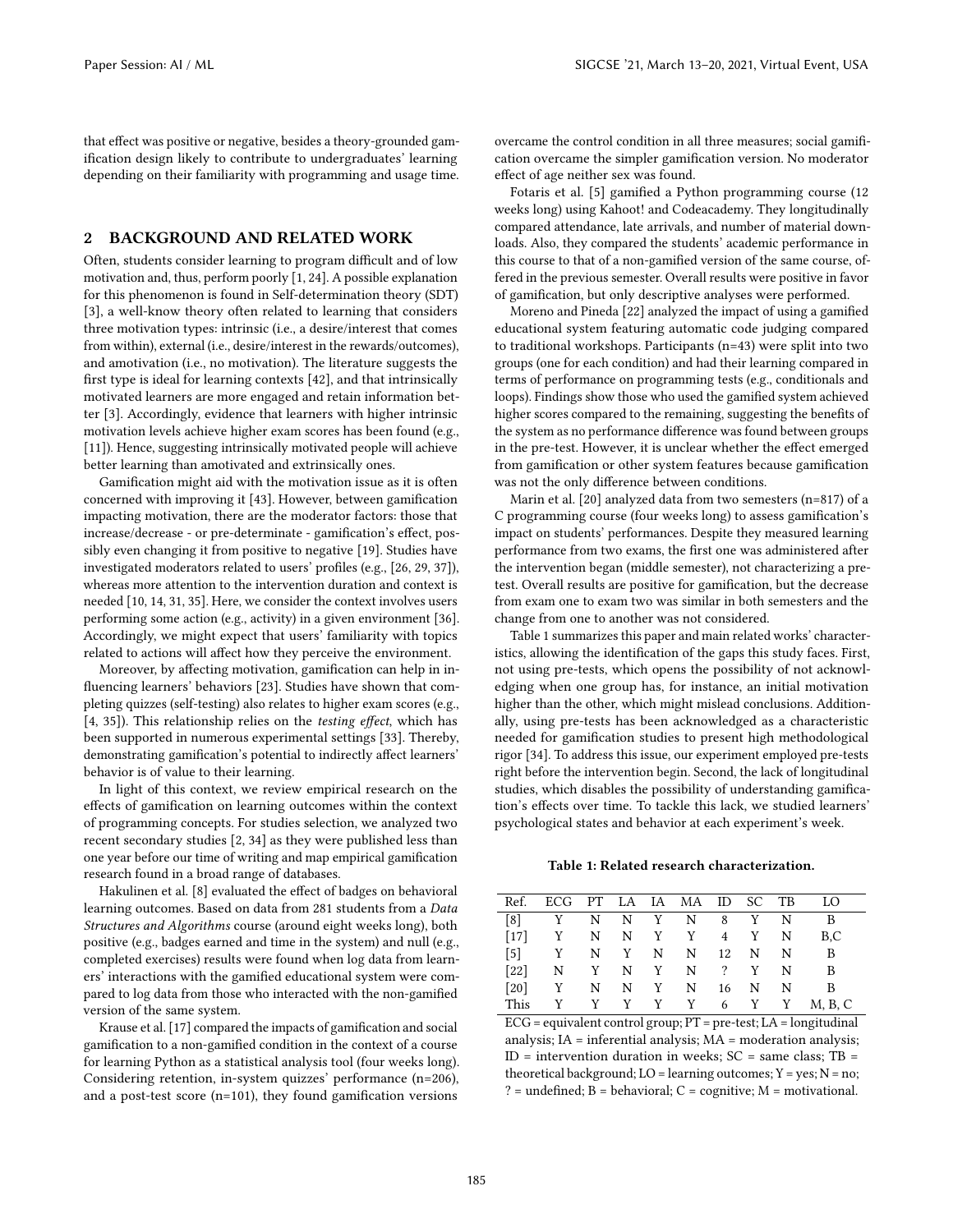that effect was positive or negative, besides a theory-grounded gamification design likely to contribute to undergraduates' learning depending on their familiarity with programming and usage time.

## 2 BACKGROUND AND RELATED WORK

Often, students consider learning to program difficult and of low motivation and, thus, perform poorly [1, 24]. A possible explanation for this phenomenon is found in Self-determination theory (SDT) [3], a well-know theory often related to learning that considers three motivation types: intrinsic (i.e., a desire/interest that comes from within), external (i.e., desire/interest in the rewards/outcomes), and amotivation (i.e., no motivation). The literature suggests the first type is ideal for learning contexts [42], and that intrinsically motivated learners are more engaged and retain information better [3]. Accordingly, evidence that learners with higher intrinsic motivation levels achieve higher exam scores has been found (e.g., [11]). Hence, suggesting intrinsically motivated people will achieve better learning than amotivated and extrinsically ones.

Gamification might aid with the motivation issue as it is often concerned with improving it [43]. However, between gamification impacting motivation, there are the moderator factors: those that increase/decrease - or pre-determinate - gamification's effect, possibly even changing it from positive to negative [19]. Studies have investigated moderators related to users' profiles (e.g., [26, 29, 37]), whereas more attention to the intervention duration and context is needed [10, 14, 31, 35]. Here, we consider the context involves users performing some action (e.g., activity) in a given environment [36]. Accordingly, we might expect that users' familiarity with topics related to actions will affect how they perceive the environment.

Moreover, by affecting motivation, gamification can help in influencing learners' behaviors [23]. Studies have shown that completing quizzes (self-testing) also relates to higher exam scores (e.g., [4, 35]). This relationship relies on the *testing effect*, which has been supported in numerous experimental settings [33]. Thereby, demonstrating gamification's potential to indirectly affect learners' behavior is of value to their learning.

In light of this context, we review empirical research on the effects of gamification on learning outcomes within the context of programming concepts. For studies selection, we analyzed two recent secondary studies [2, 34] as they were published less than one year before our time of writing and map empirical gamification research found in a broad range of databases.

Hakulinen et al. [8] evaluated the effect of badges on behavioral learning outcomes. Based on data from 281 students from a *Data Structures and Algorithms* course (around eight weeks long), both positive (e.g., badges earned and time in the system) and null (e.g., completed exercises) results were found when log data from learners' interactions with the gamified educational system were compared to log data from those who interacted with the non-gamified version of the same system.

Krause et al. [17] compared the impacts of gamification and social gamification to a non-gamified condition in the context of a course for learning Python as a statistical analysis tool (four weeks long). Considering retention, in-system quizzes' performance (n=206), and a post-test score (n=101), they found gamification versions overcame the control condition in all three measures; social gamification overcame the simpler gamification version. No moderator effect of age neither sex was found.

Fotaris et al. [5] gamified a Python programming course (12 weeks long) using Kahoot! and Codeacademy. They longitudinally compared attendance, late arrivals, and number of material downloads. Also, they compared the students' academic performance in this course to that of a non-gamified version of the same course, offered in the previous semester. Overall results were positive in favor of gamification, but only descriptive analyses were performed.

Moreno and Pineda [22] analyzed the impact of using a gamified educational system featuring automatic code judging compared to traditional workshops. Participants (n=43) were split into two groups (one for each condition) and had their learning compared in terms of performance on programming tests (e.g., conditionals and loops). Findings show those who used the gamified system achieved higher scores compared to the remaining, suggesting the benefits of the system as no performance difference was found between groups in the pre-test. However, it is unclear whether the effect emerged from gamification or other system features because gamification was not the only difference between conditions.

Marin et al. [20] analyzed data from two semesters (n=817) of a C programming course (four weeks long) to assess gamification's impact on students' performances. Despite they measured learning performance from two exams, the first one was administered after the intervention began (middle semester), not characterizing a pre-test. Overall results are positive for gamification, but the decrease from exam one to exam two was similar in both semesters and the change from one to another was not considered.

Table 1 summarizes this paper and main related works' characteristics, allowing the identification of the gaps this study faces. First, not using pre-tests, which opens the possibility of not acknowledging when one group has, for instance, an initial motivation higher than the other, which might mislead conclusions. Additionally, using pre-tests has been acknowledged as a characteristic needed for gamification studies to present high methodological rigor [34]. To address this issue, our experiment employed pre-tests right before the intervention begin. Second, the lack of longitudinal studies, which disables the possibility of understanding gamification's effects over time. To tackle this lack, we studied learners' psychological states and behavior at each experiment's week.

**Table 1: Related research characterization.**

| Ref. | ECG | PT | LA | IA | MA | ID | SC | TB | LO |
|---|---|---|---|---|---|---|---|---|---|
| [8] | Y | N | N | Y | N | 8 | Y | N | B |
| [17] | Y | N | N | Y | Y | 4 | Y | N | B,C |
| [5] | Y | N | Y | N | N | 12 | N | N | B |
| [22] | N | Y | N | Y | N | ? | Y | N | B |
| [20] | Y | N | N | Y | N | 16 | N | N | B |
| This | Y | Y | Y | Y | Y | 6 | Y | Y | M, B, C |

ECG = equivalent control group; PT = pre-test; LA = longitudinal analysis; IA = inferential analysis; MA = moderation analysis; ID = intervention duration in weeks; SC = same class; TB = theoretical background; LO = learning outcomes; Y = yes; N = no; ? = undefined; B = behavioral; C = cognitive; M = motivational.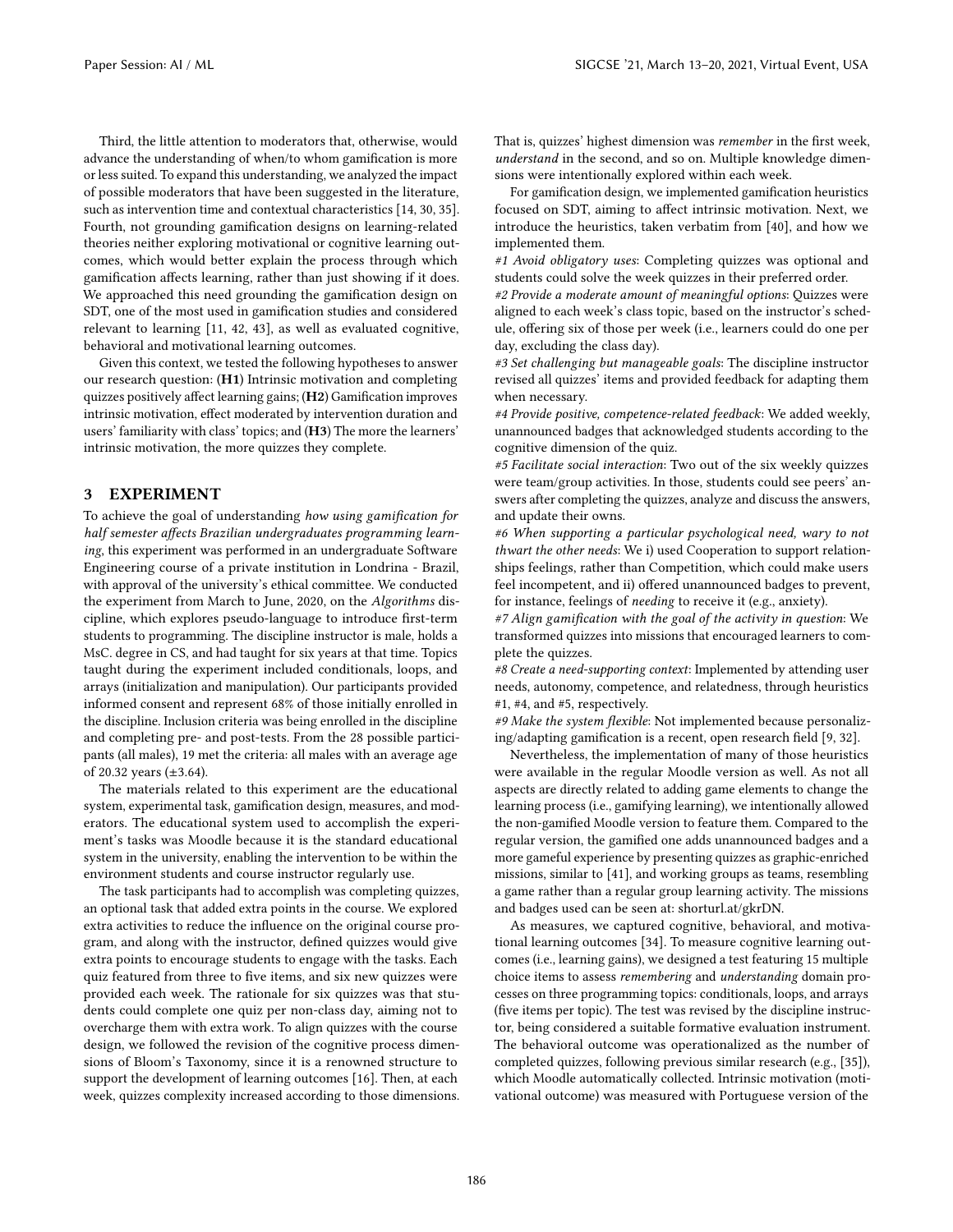Third, the little attention to moderators that, otherwise, would advance the understanding of when/to whom gamification is more or less suited. To expand this understanding, we analyzed the impact of possible moderators that have been suggested in the literature, such as intervention time and contextual characteristics [14, 30, 35]. Fourth, not grounding gamification designs on learning-related theories neither exploring motivational or cognitive learning outcomes, which would better explain the process through which gamification affects learning, rather than just showing if it does. We approached this need grounding the gamification design on SDT, one of the most used in gamification studies and considered relevant to learning [11, 42, 43], as well as evaluated cognitive, behavioral and motivational learning outcomes.

Given this context, we tested the following hypotheses to answer our research question: **(H1)** Intrinsic motivation and completing quizzes positively affect learning gains; **(H2)** Gamification improves intrinsic motivation, effect moderated by intervention duration and users' familiarity with class' topics; and **(H3)** The more the learners' intrinsic motivation, the more quizzes they complete.

## 3 EXPERIMENT

To achieve the goal of understanding *how using gamification for half semester affects Brazilian undergraduates programming learning*, this experiment was performed in an undergraduate Software Engineering course of a private institution in Londrina - Brazil, with approval of the university's ethical committee. We conducted the experiment from March to June, 2020, on the *Algorithms* discipline, which explores pseudo-language to introduce first-term students to programming. The discipline instructor is male, holds a MsC. degree in CS, and had taught for six years at that time. Topics taught during the experiment included conditionals, loops, and arrays (initialization and manipulation). Our participants provided informed consent and represent 68% of those initially enrolled in the discipline. Inclusion criteria was being enrolled in the discipline and completing pre- and post-tests. From the 28 possible participants (all males), 19 met the criteria: all males with an average age of 20.32 years (±3.64).

The materials related to this experiment are the educational system, experimental task, gamification design, measures, and moderators. The educational system used to accomplish the experiment's tasks was Moodle because it is the standard educational system in the university, enabling the intervention to be within the environment students and course instructor regularly use.

The task participants had to accomplish was completing quizzes, an optional task that added extra points in the course. We explored extra activities to reduce the influence on the original course program, and along with the instructor, defined quizzes would give extra points to encourage students to engage with the tasks. Each quiz featured from three to five items, and six new quizzes were provided each week. The rationale for six quizzes was that students could complete one quiz per non-class day, aiming not to overcharge them with extra work. To align quizzes with the course design, we followed the revision of the cognitive process dimensions of Bloom's Taxonomy, since it is a renowned structure to support the development of learning outcomes [16]. Then, at each week, quizzes complexity increased according to those dimensions. That is, quizzes' highest dimension was *remember* in the first week, *understand* in the second, and so on. Multiple knowledge dimensions were intentionally explored within each week.

For gamification design, we implemented gamification heuristics focused on SDT, aiming to affect intrinsic motivation. Next, we introduce the heuristics, taken verbatim from [40], and how we implemented them.

*#1 Avoid obligatory uses*: Completing quizzes was optional and students could solve the week quizzes in their preferred order.

*#2 Provide a moderate amount of meaningful options*: Quizzes were aligned to each week's class topic, based on the instructor's schedule, offering six of those per week (i.e., learners could do one per day, excluding the class day).

*#3 Set challenging but manageable goals*: The discipline instructor revised all quizzes' items and provided feedback for adapting them when necessary.

*#4 Provide positive, competence-related feedback*: We added weekly, unannounced badges that acknowledged students according to the cognitive dimension of the quiz.

*#5 Facilitate social interaction*: Two out of the six weekly quizzes were team/group activities. In those, students could see peers' answers after completing the quizzes, analyze and discuss the answers, and update their owns.

*#6 When supporting a particular psychological need, wary to not thwart the other needs*: We i) used Cooperation to support relationships feelings, rather than Competition, which could make users feel incompetent, and ii) offered unannounced badges to prevent, for instance, feelings of *needing* to receive it (e.g., anxiety).

*#7 Align gamification with the goal of the activity in question*: We transformed quizzes into missions that encouraged learners to complete the quizzes.

*#8 Create a need-supporting context*: Implemented by attending user needs, autonomy, competence, and relatedness, through heuristics #1, #4, and #5, respectively.

*#9 Make the system flexible*: Not implemented because personalizing/adapting gamification is a recent, open research field [9, 32].

Nevertheless, the implementation of many of those heuristics were available in the regular Moodle version as well. As not all aspects are directly related to adding game elements to change the learning process (i.e., gamifying learning), we intentionally allowed the non-gamified Moodle version to feature them. Compared to the regular version, the gamified one adds unannounced badges and a more gameful experience by presenting quizzes as graphic-enriched missions, similar to [41], and working groups as teams, resembling a game rather than a regular group learning activity. The missions and badges used can be seen at: shorturl.at/gkrDN.

As measures, we captured cognitive, behavioral, and motivational learning outcomes [34]. To measure cognitive learning outcomes (i.e., learning gains), we designed a test featuring 15 multiple choice items to assess *remembering* and *understanding* domain processes on three programming topics: conditionals, loops, and arrays (five items per topic). The test was revised by the discipline instructor, being considered a suitable formative evaluation instrument. The behavioral outcome was operationalized as the number of completed quizzes, following previous similar research (e.g., [35]), which Moodle automatically collected. Intrinsic motivation (motivational outcome) was measured with Portuguese version of the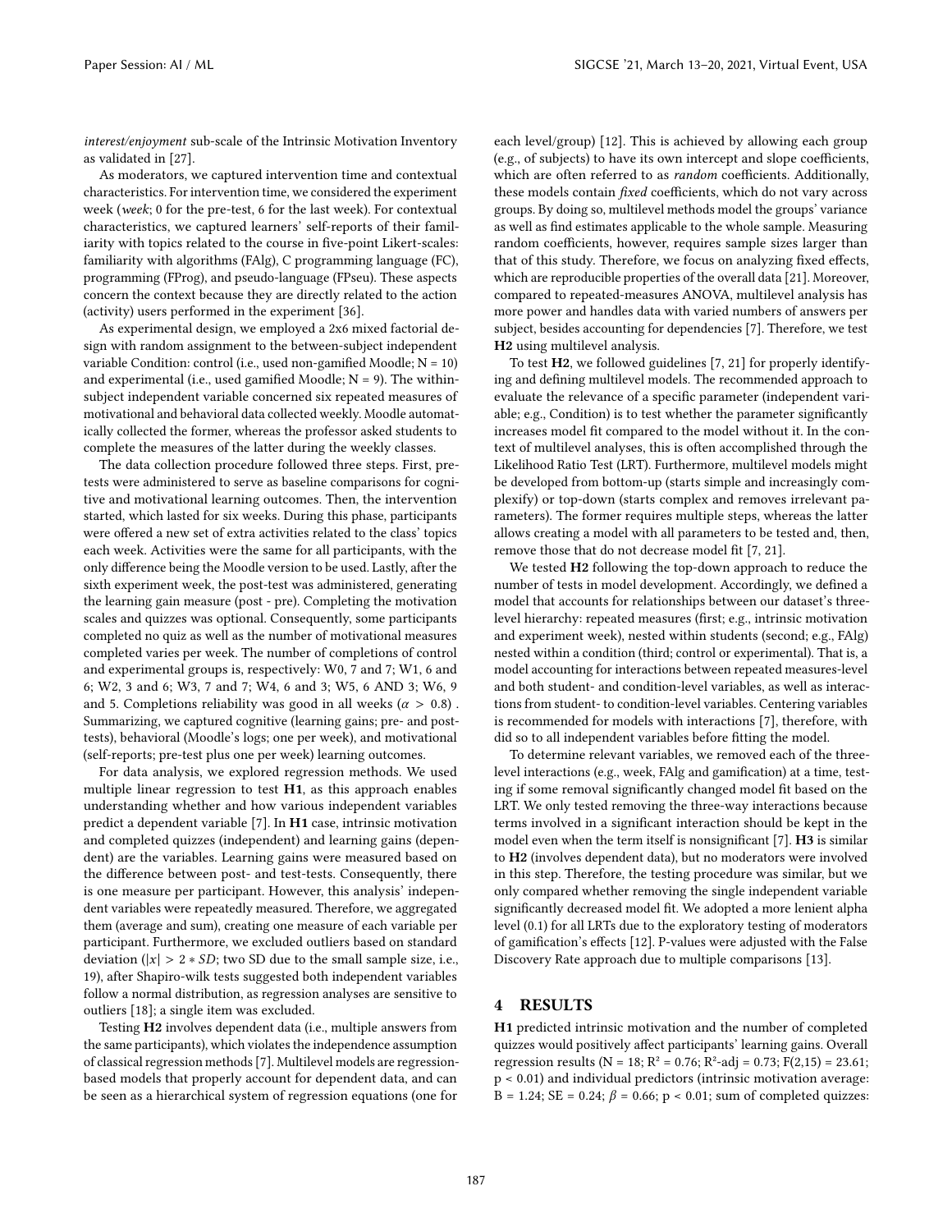*interest/enjoyment* sub-scale of the Intrinsic Motivation Inventory as validated in [27].

As moderators, we captured intervention time and contextual characteristics. For intervention time, we considered the experiment week (*week*; 0 for the pre-test, 6 for the last week). For contextual characteristics, we captured learners' self-reports of their familiarity with topics related to the course in five-point Likert-scales: familiarity with algorithms (FAlg), C programming language (FC), programming (FProg), and pseudo-language (FPseu). These aspects concern the context because they are directly related to the action (activity) users performed in the experiment [36].

As experimental design, we employed a 2x6 mixed factorial design with random assignment to the between-subject independent variable Condition: control (i.e., used non-gamified Moodle; N = 10) and experimental (i.e., used gamified Moodle; N = 9). The within-subject independent variable concerned six repeated measures of motivational and behavioral data collected weekly. Moodle automatically collected the former, whereas the professor asked students to complete the measures of the latter during the weekly classes.

The data collection procedure followed three steps. First, pre-tests were administered to serve as baseline comparisons for cognitive and motivational learning outcomes. Then, the intervention started, which lasted for six weeks. During this phase, participants were offered a new set of extra activities related to the class' topics each week. Activities were the same for all participants, with the only difference being the Moodle version to be used. Lastly, after the sixth experiment week, the post-test was administered, generating the learning gain measure (post - pre). Completing the motivation scales and quizzes was optional. Consequently, some participants completed no quiz as well as the number of motivational measures completed varies per week. The number of completions of control and experimental groups is, respectively: W0, 7 and 7; W1, 6 and 6; W2, 3 and 6; W3, 7 and 7; W4, 6 and 3; W5, 6 AND 3; W6, 9 and 5. Completions reliability was good in all weeks ($\alpha > 0.8$) . Summarizing, we captured cognitive (learning gains; pre- and post-tests), behavioral (Moodle's logs; one per week), and motivational (self-reports; pre-test plus one per week) learning outcomes.

For data analysis, we explored regression methods. We used multiple linear regression to test **H1**, as this approach enables understanding whether and how various independent variables predict a dependent variable [7]. In **H1** case, intrinsic motivation and completed quizzes (independent) and learning gains (dependent) are the variables. Learning gains were measured based on the difference between post- and test-tests. Consequently, there is one measure per participant. However, this analysis' independent variables were repeatedly measured. Therefore, we aggregated them (average and sum), creating one measure of each variable per participant. Furthermore, we excluded outliers based on standard deviation ($|x| > 2 * SD$; two SD due to the small sample size, i.e., 19), after Shapiro-wilk tests suggested both independent variables follow a normal distribution, as regression analyses are sensitive to outliers [18]; a single item was excluded.

Testing **H2** involves dependent data (i.e., multiple answers from the same participants), which violates the independence assumption of classical regression methods [7]. Multilevel models are regression-based models that properly account for dependent data, and can be seen as a hierarchical system of regression equations (one for each level/group) [12]. This is achieved by allowing each group (e.g., of subjects) to have its own intercept and slope coefficients, which are often referred to as *random* coefficients. Additionally, these models contain *fixed* coefficients, which do not vary across groups. By doing so, multilevel methods model the groups' variance as well as find estimates applicable to the whole sample. Measuring random coefficients, however, requires sample sizes larger than that of this study. Therefore, we focus on analyzing fixed effects, which are reproducible properties of the overall data [21]. Moreover, compared to repeated-measures ANOVA, multilevel analysis has more power and handles data with varied numbers of answers per subject, besides accounting for dependencies [7]. Therefore, we test **H2** using multilevel analysis.

To test **H2**, we followed guidelines [7, 21] for properly identifying and defining multilevel models. The recommended approach to evaluate the relevance of a specific parameter (independent variable; e.g., Condition) is to test whether the parameter significantly increases model fit compared to the model without it. In the context of multilevel analyses, this is often accomplished through the Likelihood Ratio Test (LRT). Furthermore, multilevel models might be developed from bottom-up (starts simple and increasingly complexify) or top-down (starts complex and removes irrelevant parameters). The former requires multiple steps, whereas the latter allows creating a model with all parameters to be tested and, then, remove those that do not decrease model fit [7, 21].

We tested **H2** following the top-down approach to reduce the number of tests in model development. Accordingly, we defined a model that accounts for relationships between our dataset's three-level hierarchy: repeated measures (first; e.g., intrinsic motivation and experiment week), nested within students (second; e.g., FAlg) nested within a condition (third; control or experimental). That is, a model accounting for interactions between repeated measures-level and both student- and condition-level variables, as well as interactions from student- to condition-level variables. Centering variables is recommended for models with interactions [7], therefore, with did so to all independent variables before fitting the model.

To determine relevant variables, we removed each of the three-level interactions (e.g., week, FAlg and gamification) at a time, testing if some removal significantly changed model fit based on the LRT. We only tested removing the three-way interactions because terms involved in a significant interaction should be kept in the model even when the term itself is nonsignificant [7]. **H3** is similar to **H2** (involves dependent data), but no moderators were involved in this step. Therefore, the testing procedure was similar, but we only compared whether removing the single independent variable significantly decreased model fit. We adopted a more lenient alpha level (0.1) for all LRTs due to the exploratory testing of moderators of gamification's effects [12]. P-values were adjusted with the False Discovery Rate approach due to multiple comparisons [13].

## 4 RESULTS

**H1** predicted intrinsic motivation and the number of completed quizzes would positively affect participants' learning gains. Overall regression results (N = 18; $R^2 = 0.76$; $R^2$-adj = 0.73; $F(2,15) = 23.61$; $p < 0.01$) and individual predictors (intrinsic motivation average: B = 1.24; SE = 0.24; $\beta = 0.66$; $p < 0.01$; sum of completed quizzes: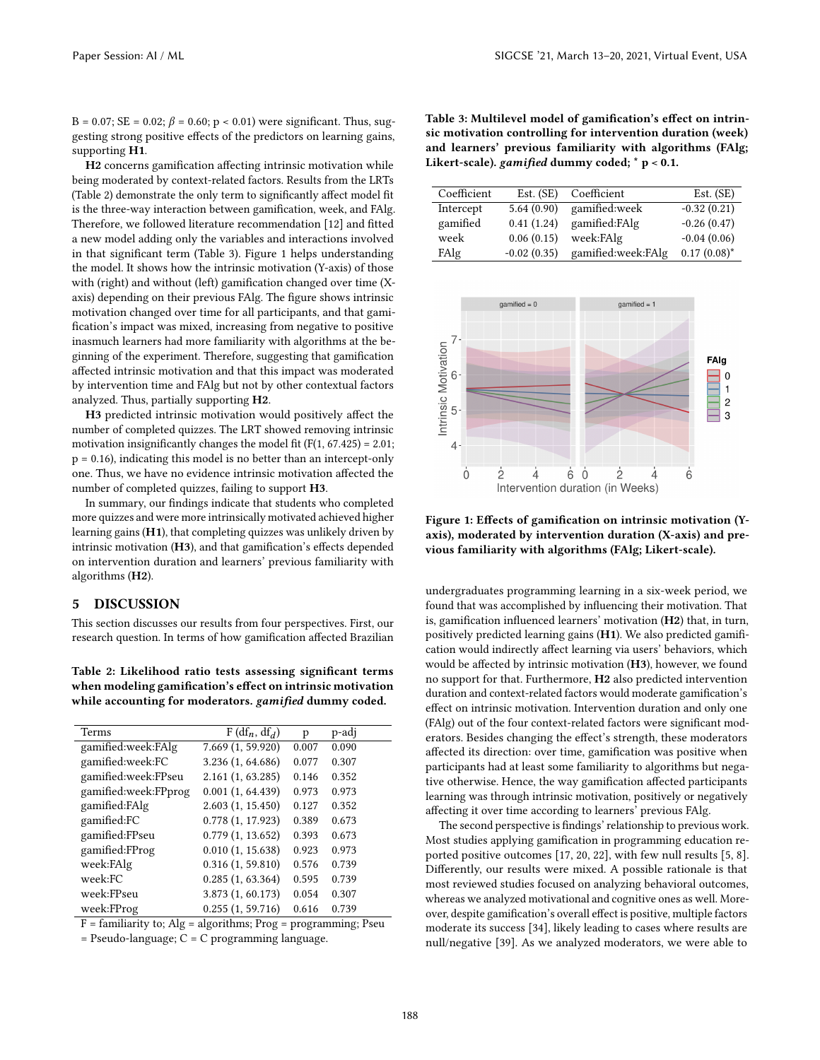B = 0.07; SE = 0.02; $\beta$ = 0.60; p < 0.01) were significant. Thus, suggesting strong positive effects of the predictors on learning gains, supporting **H1**.

**H2** concerns gamification affecting intrinsic motivation while being moderated by context-related factors. Results from the LRTs (Table 2) demonstrate the only term to significantly affect model fit is the three-way interaction between gamification, week, and FAlg. Therefore, we followed literature recommendation [12] and fitted a new model adding only the variables and interactions involved in that significant term (Table 3). Figure 1 helps understanding the model. It shows how the intrinsic motivation (Y-axis) of those with (right) and without (left) gamification changed over time (X-axis) depending on their previous FAlg. The figure shows intrinsic motivation changed over time for all participants, and that gamification's impact was mixed, increasing from negative to positive inasmuch learners had more familiarity with algorithms at the beginning of the experiment. Therefore, suggesting that gamification affected intrinsic motivation and that this impact was moderated by intervention time and FAlg but not by other contextual factors analyzed. Thus, partially supporting **H2**.

**H3** predicted intrinsic motivation would positively affect the number of completed quizzes. The LRT showed removing intrinsic motivation insignificantly changes the model fit ($F(1, 67.425) = 2.01$; $p = 0.16$), indicating this model is no better than an intercept-only one. Thus, we have no evidence intrinsic motivation affected the number of completed quizzes, failing to support **H3**.

In summary, our findings indicate that students who completed more quizzes and were more intrinsically motivated achieved higher learning gains (**H1**), that completing quizzes was unlikely driven by intrinsic motivation (**H3**), and that gamification's effects depended on intervention duration and learners' previous familiarity with algorithms (**H2**).

## 5 DISCUSSION

This section discusses our results from four perspectives. First, our research question. In terms of how gamification affected Brazilian undergraduates programming learning in a six-week period, we found that was accomplished by influencing their motivation. That is, gamification influenced learners' motivation (**H2**) that, in turn, positively predicted learning gains (**H1**). We also predicted gamification would indirectly affect learning via users' behaviors, which would be affected by intrinsic motivation (**H3**), however, we found no support for that. Furthermore, **H2** also predicted intervention duration and context-related factors would moderate gamification's effect on intrinsic motivation. Intervention duration and only one (FAlg) out of the four context-related factors were significant moderators. Besides changing the effect's strength, these moderators affected its direction: over time, gamification was positive when participants had at least some familiarity to algorithms but negative otherwise. Hence, the way gamification affected participants learning was through intrinsic motivation, positively or negatively affecting it over time according to learners' previous FAlg.

The second perspective is findings' relationship to previous work. Most studies applying gamification in programming education reported positive outcomes [17, 20, 22], with few null results [5, 8]. Differently, our results were mixed. A possible rationale is that most reviewed studies focused on analyzing behavioral outcomes, whereas we analyzed motivational and cognitive ones as well. Moreover, despite gamification's overall effect is positive, multiple factors moderate its success [34], likely leading to cases where results are null/negative [39]. As we analyzed moderators, we were able to

**Table 2: Likelihood ratio tests assessing significant terms when modeling gamification's effect on intrinsic motivation while accounting for moderators. *gamified* dummy coded.**

| Terms | F (df$_n$, df$_d$) | p | p-adj |
|---|---|---|---|
| gamified:week:FAlg | 7.669 (1, 59.920) | 0.007 | 0.090 |
| gamified:week:FC | 3.236 (1, 64.686) | 0.077 | 0.307 |
| gamified:week:FPseu | 2.161 (1, 63.285) | 0.146 | 0.352 |
| gamified:week:FPprog | 0.001 (1, 64.439) | 0.973 | 0.973 |
| gamified:FAlg | 2.603 (1, 15.450) | 0.127 | 0.352 |
| gamified:FC | 0.778 (1, 17.923) | 0.389 | 0.673 |
| gamified:FPseu | 0.779 (1, 13.652) | 0.393 | 0.673 |
| gamified:FProg | 0.010 (1, 15.638) | 0.923 | 0.973 |
| week:FAlg | 0.316 (1, 59.810) | 0.576 | 0.739 |
| week:FC | 0.285 (1, 63.364) | 0.595 | 0.739 |
| week:FPseu | 3.873 (1, 60.173) | 0.054 | 0.307 |
| week:FProg | 0.255 (1, 59.716) | 0.616 | 0.739 |

F = familiarity to; Alg = algorithms; Prog = programming; Pseu = Pseudo-language; C = C programming language.

**Table 3: Multilevel model of gamification's effect on intrinsic motivation controlling for intervention duration (week) and learners' previous familiarity with algorithms (FAlg; Likert-scale). *gamified* dummy coded; * p < 0.1.**

| Coefficient | Est. (SE) | Coefficient | Est. (SE) |
|---|---|---|---|
| Intercept | 5.64 (0.90) | gamified:week | -0.32 (0.21) |
| gamified | 0.41 (1.24) | gamified:FAlg | -0.26 (0.47) |
| week | 0.06 (0.15) | week:FAlg | -0.04 (0.06) |
| FAlg | -0.02 (0.35) | gamified:week:FAlg | 0.17 (0.08)* |

**Figure 1: Effects of gamification on intrinsic motivation (Y-axis), moderated by intervention duration (X-axis) and previous familiarity with algorithms (FAlg; Likert-scale).**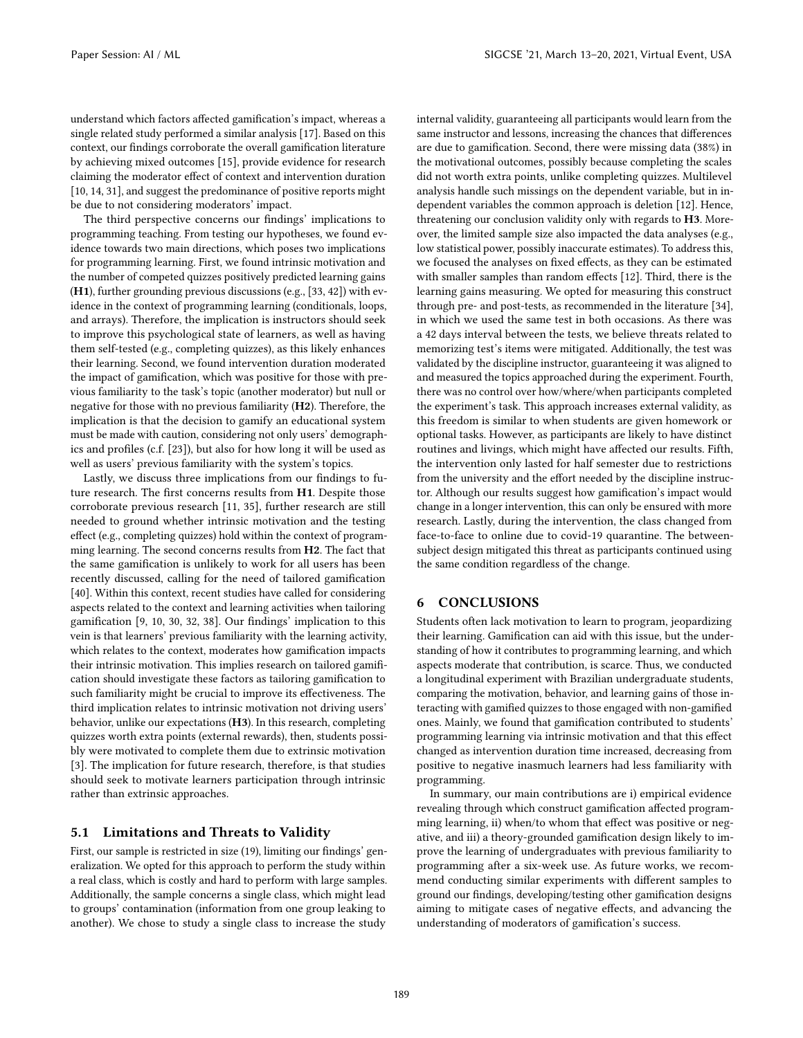understand which factors affected gamification's impact, whereas a single related study performed a similar analysis [17]. Based on this context, our findings corroborate the overall gamification literature by achieving mixed outcomes [15], provide evidence for research claiming the moderator effect of context and intervention duration [10, 14, 31], and suggest the predominance of positive reports might be due to not considering moderators' impact.

The third perspective concerns our findings' implications to programming teaching. From testing our hypotheses, we found evidence towards two main directions, which poses two implications for programming learning. First, we found intrinsic motivation and the number of competed quizzes positively predicted learning gains (**H1**), further grounding previous discussions (e.g., [33, 42]) with evidence in the context of programming learning (conditionals, loops, and arrays). Therefore, the implication is instructors should seek to improve this psychological state of learners, as well as having them self-tested (e.g., completing quizzes), as this likely enhances their learning. Second, we found intervention duration moderated the impact of gamification, which was positive for those with previous familiarity to the task's topic (another moderator) but null or negative for those with no previous familiarity (**H2**). Therefore, the implication is that the decision to gamify an educational system must be made with caution, considering not only users' demographics and profiles (c.f. [23]), but also for how long it will be used as well as users' previous familiarity with the system's topics.

Lastly, we discuss three implications from our findings to future research. The first concerns results from **H1**. Despite those corroborate previous research [11, 35], further research are still needed to ground whether intrinsic motivation and the testing effect (e.g., completing quizzes) hold within the context of programming learning. The second concerns results from **H2**. The fact that the same gamification is unlikely to work for all users has been recently discussed, calling for the need of tailored gamification [40]. Within this context, recent studies have called for considering aspects related to the context and learning activities when tailoring gamification [9, 10, 30, 32, 38]. Our findings' implication to this vein is that learners' previous familiarity with the learning activity, which relates to the context, moderates how gamification impacts their intrinsic motivation. This implies research on tailored gamification should investigate these factors as tailoring gamification to such familiarity might be crucial to improve its effectiveness. The third implication relates to intrinsic motivation not driving users' behavior, unlike our expectations (**H3**). In this research, completing quizzes worth extra points (external rewards), then, students possibly were motivated to complete them due to extrinsic motivation [3]. The implication for future research, therefore, is that studies should seek to motivate learners participation through intrinsic rather than extrinsic approaches.

### 5.1 Limitations and Threats to Validity

First, our sample is restricted in size (19), limiting our findings' generalization. We opted for this approach to perform the study within a real class, which is costly and hard to perform with large samples. Additionally, the sample concerns a single class, which might lead to groups' contamination (information from one group leaking to another). We chose to study a single class to increase the study internal validity, guaranteeing all participants would learn from the same instructor and lessons, increasing the chances that differences are due to gamification. Second, there were missing data (38%) in the motivational outcomes, possibly because completing the scales did not worth extra points, unlike completing quizzes. Multilevel analysis handle such missings on the dependent variable, but in independent variables the common approach is deletion [12]. Hence, threatening our conclusion validity only with regards to **H3**. Moreover, the limited sample size also impacted the data analyses (e.g., low statistical power, possibly inaccurate estimates). To address this, we focused the analyses on fixed effects, as they can be estimated with smaller samples than random effects [12]. Third, there is the learning gains measuring. We opted for measuring this construct through pre- and post-tests, as recommended in the literature [34], in which we used the same test in both occasions. As there was a 42 days interval between the tests, we believe threats related to memorizing test's items were mitigated. Additionally, the test was validated by the discipline instructor, guaranteeing it was aligned to and measured the topics approached during the experiment. Fourth, there was no control over how/where/when participants completed the experiment's task. This approach increases external validity, as this freedom is similar to when students are given homework or optional tasks. However, as participants are likely to have distinct routines and livings, which might have affected our results. Fifth, the intervention only lasted for half semester due to restrictions from the university and the effort needed by the discipline instructor. Although our results suggest how gamification's impact would change in a longer intervention, this can only be ensured with more research. Lastly, during the intervention, the class changed from face-to-face to online due to covid-19 quarantine. The between-subject design mitigated this threat as participants continued using the same condition regardless of the change.

## 6 CONCLUSIONS

Students often lack motivation to learn to program, jeopardizing their learning. Gamification can aid with this issue, but the understanding of how it contributes to programming learning, and which aspects moderate that contribution, is scarce. Thus, we conducted a longitudinal experiment with Brazilian undergraduate students, comparing the motivation, behavior, and learning gains of those interacting with gamified quizzes to those engaged with non-gamified ones. Mainly, we found that gamification contributed to students' programming learning via intrinsic motivation and that this effect changed as intervention duration time increased, decreasing from positive to negative inasmuch learners had less familiarity with programming.

In summary, our main contributions are i) empirical evidence revealing through which construct gamification affected programming learning, ii) when/to whom that effect was positive or negative, and iii) a theory-grounded gamification design likely to improve the learning of undergraduates with previous familiarity to programming after a six-week use. As future works, we recommend conducting similar experiments with different samples to ground our findings, developing/testing other gamification designs aiming to mitigate cases of negative effects, and advancing the understanding of moderators of gamification's success.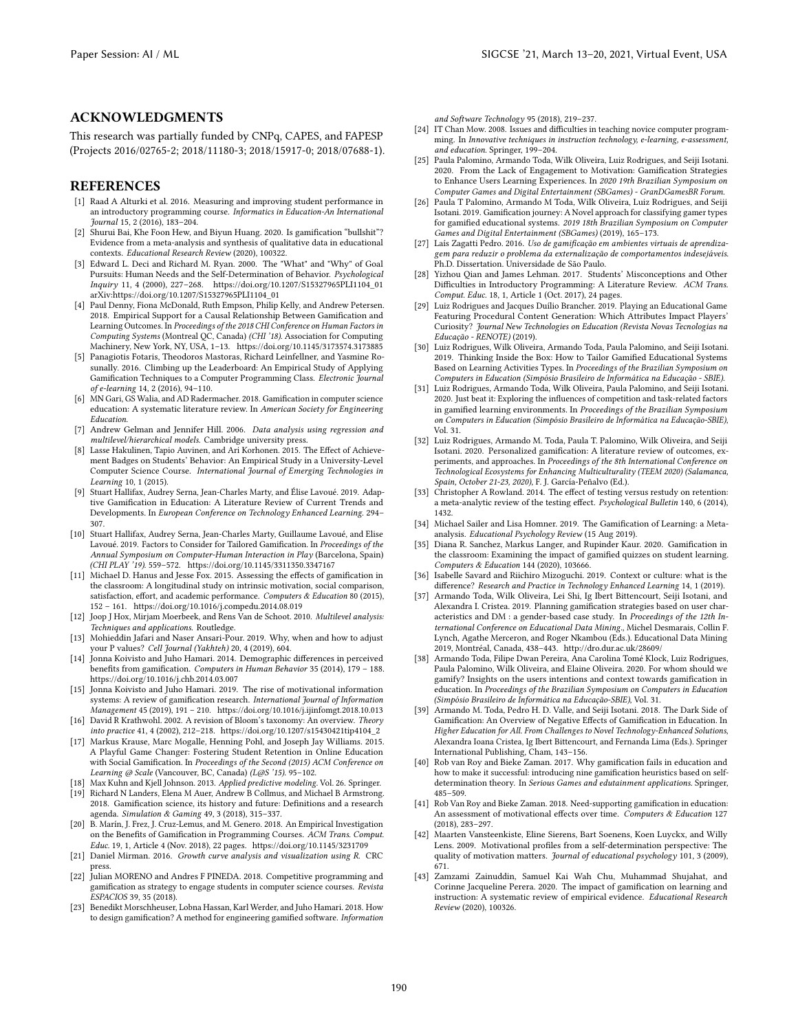## ACKNOWLEDGMENTS

This research was partially funded by CNPq, CAPES, and FAPESP (Projects 2016/02765-2; 2018/11180-3; 2018/15917-0; 2018/07688-1).

## REFERENCES

[1] Raad A Alturki et al. 2016. Measuring and improving student performance in an introductory programming course. *Informatics in Education-An International Journal* 15, 2 (2016), 183–204.

[2] Shurui Bai, Khe Foon Hew, and Biyun Huang. 2020. Is gamification "bullshit"? Evidence from a meta-analysis and synthesis of qualitative data in educational contexts. *Educational Research Review* (2020), 100322.

[3] Edward L. Deci and Richard M. Ryan. 2000. The "What" and "Why" of Goal Pursuits: Human Needs and the Self-Determination of Behavior. *Psychological Inquiry* 11, 4 (2000), 227–268. https://doi.org/10.1207/S15327965PLI1104_01 arXiv:https://doi.org/10.1207/S15327965PLI1104_01

[4] Paul Denny, Fiona McDonald, Ruth Empson, Philip Kelly, and Andrew Petersen. 2018. Empirical Support for a Causal Relationship Between Gamification and Learning Outcomes. In *Proceedings of the 2018 CHI Conference on Human Factors in Computing Systems* (Montreal QC, Canada) *(CHI '18)*. Association for Computing Machinery, New York, NY, USA, 1–13. https://doi.org/10.1145/3173574.3173885

[5] Panagiotis Fotaris, Theodoros Mastoras, Richard Leinfellner, and Yasmine Rosunally. 2016. Climbing up the Leaderboard: An Empirical Study of Applying Gamification Techniques to a Computer Programming Class. *Electronic Journal of e-learning* 14, 2 (2016), 94–110.

[6] MN Gari, GS Walia, and AD Radermacher. 2018. Gamification in computer science education: A systematic literature review. In *American Society for Engineering Education*.

[7] Andrew Gelman and Jennifer Hill. 2006. *Data analysis using regression and multilevel/hierarchical models*. Cambridge university press.

[8] Lasse Hakulinen, Tapio Auvinen, and Ari Korhonen. 2015. The Effect of Achievement Badges on Students' Behavior: An Empirical Study in a University-Level Computer Science Course. *International Journal of Emerging Technologies in Learning* 10, 1 (2015).

[9] Stuart Hallifax, Audrey Serna, Jean-Charles Marty, and Élise Lavoué. 2019. Adaptive Gamification in Education: A Literature Review of Current Trends and Developments. In *European Conference on Technology Enhanced Learning*. 294–307.

[10] Stuart Hallifax, Audrey Serna, Jean-Charles Marty, Guillaume Lavoué, and Elise Lavoué. 2019. Factors to Consider for Tailored Gamification. In *Proceedings of the Annual Symposium on Computer-Human Interaction in Play* (Barcelona, Spain) *(CHI PLAY '19)*. 559–572. https://doi.org/10.1145/3311350.3347167

[11] Michael D. Hanus and Jesse Fox. 2015. Assessing the effects of gamification in the classroom: A longitudinal study on intrinsic motivation, social comparison, satisfaction, effort, and academic performance. *Computers & Education* 80 (2015), 152 – 161. https://doi.org/10.1016/j.compedu.2014.08.019

[12] Joop J Hox, Mirjam Moerbeek, and Rens Van de Schoot. 2010. *Multilevel analysis: Techniques and applications*. Routledge.

[13] Mohieddin Jafari and Naser Ansari-Pour. 2019. Why, when and how to adjust your P values? *Cell Journal (Yakhteh)* 20, 4 (2019), 604.

[14] Jonna Koivisto and Juho Hamari. 2014. Demographic differences in perceived benefits from gamification. *Computers in Human Behavior* 35 (2014), 179 – 188. https://doi.org/10.1016/j.chb.2014.03.007

[15] Jonna Koivisto and Juho Hamari. 2019. The rise of motivational information systems: A review of gamification research. *International Journal of Information Management* 45 (2019), 191 – 210. https://doi.org/10.1016/j.ijinfomgt.2018.10.013

[16] David R Krathwohl. 2002. A revision of Bloom's taxonomy: An overview. *Theory into practice* 41, 4 (2002), 212–218. https://doi.org/10.1207/s15430421tip4104_2

[17] Markus Krause, Marc Mogalle, Henning Pohl, and Joseph Jay Williams. 2015. A Playful Game Changer: Fostering Student Retention in Online Education with Social Gamification. In *Proceedings of the Second (2015) ACM Conference on Learning @ Scale* (Vancouver, BC, Canada) *(L@S '15)*. 95–102.

[18] Max Kuhn and Kjell Johnson. 2013. *Applied predictive modeling*. Vol. 26. Springer.

[19] Richard N Landers, Elena M Auer, Andrew B Collmus, and Michael B Armstrong. 2018. Gamification science, its history and future: Definitions and a research agenda. *Simulation & Gaming* 49, 3 (2018), 315–337.

[20] B. Marín, J. Frez, J. Cruz-Lemus, and M. Genero. 2018. An Empirical Investigation on the Benefits of Gamification in Programming Courses. *ACM Trans. Comput. Educ.* 19, 1, Article 4 (Nov. 2018), 22 pages. https://doi.org/10.1145/3231709

[21] Daniel Mirman. 2016. *Growth curve analysis and visualization using R*. CRC press.

[22] Julian MORENO and Andres F PINEDA. 2018. Competitive programming and gamification as strategy to engage students in computer science courses. *Revista ESPACIOS* 39, 35 (2018).

[23] Benedikt Morschheuser, Lobna Hassan, Karl Werder, and Juho Hamari. 2018. How to design gamification? A method for engineering gamified software. *Information and Software Technology* 95 (2018), 219–237.

[24] IT Chan Mow. 2008. Issues and difficulties in teaching novice computer programming. In *Innovative techniques in instruction technology, e-learning, e-assessment, and education*. Springer, 199–204.

[25] Paula Palomino, Armando Toda, Wilk Oliveira, Luiz Rodrigues, and Seiji Isotani. 2020. From the Lack of Engagement to Motivation: Gamification Strategies to Enhance Users Learning Experiences. In *2020 19th Brazilian Symposium on Computer Games and Digital Entertainment (SBGames) - GranDGamesBR Forum*.

[26] Paula T Palomino, Armando M Toda, Wilk Oliveira, Luiz Rodrigues, and Seiji Isotani. 2019. Gamification journey: A Novel approach for classifying gamer types for gamified educational systems. *2019 18th Brazilian Symposium on Computer Games and Digital Entertainment (SBGames)* (2019), 165–173.

[27] Laís Zagatti Pedro. 2016. *Uso de gamificação em ambientes virtuais de aprendizagem para reduzir o problema da externalização de comportamentos indesejáveis*. Ph.D. Dissertation. Universidade de São Paulo.

[28] Yizhou Qian and James Lehman. 2017. Students' Misconceptions and Other Difficulties in Introductory Programming: A Literature Review. *ACM Trans. Comput. Educ.* 18, 1, Article 1 (Oct. 2017), 24 pages.

[29] Luiz Rodrigues and Jacques Duílio Brancher. 2019. Playing an Educational Game Featuring Procedural Content Generation: Which Attributes Impact Players' Curiosity? *Journal New Technologies on Education (Revista Novas Tecnologias na Educação - RENOTE)* (2019).

[30] Luiz Rodrigues, Wilk Oliveira, Armando Toda, Paula Palomino, and Seiji Isotani. 2019. Thinking Inside the Box: How to Tailor Gamified Educational Systems Based on Learning Activities Types. In *Proceedings of the Brazilian Symposium on Computers in Education (Simpósio Brasileiro de Informática na Educação - SBIE)*.

[31] Luiz Rodrigues, Armando Toda, Wilk Oliveira, Paula Palomino, and Seiji Isotani. 2020. Just beat it: Exploring the influences of competition and task-related factors in gamified learning environments. In *Proceedings of the Brazilian Symposium on Computers in Education (Simpósio Brasileiro de Informática na Educação-SBIE)*, Vol. 31.

[32] Luiz Rodrigues, Armando M. Toda, Paula T. Palomino, Wilk Oliveira, and Seiji Isotani. 2020. Personalized gamification: A literature review of outcomes, experiments, and approaches. In *Proceedings of the 8th International Conference on Technological Ecosystems for Enhancing Multiculturality (TEEM 2020) (Salamanca, Spain, October 21-23, 2020)*, F. J. García-Peñalvo (Ed.).

[33] Christopher A Rowland. 2014. The effect of testing versus restudy on retention: a meta-analytic review of the testing effect. *Psychological Bulletin* 140, 6 (2014), 1432.

[34] Michael Sailer and Lisa Homner. 2019. The Gamification of Learning: a Meta-analysis. *Educational Psychology Review* (15 Aug 2019).

[35] Diana R. Sanchez, Markus Langer, and Rupinder Kaur. 2020. Gamification in the classroom: Examining the impact of gamified quizzes on student learning. *Computers & Education* 144 (2020), 103666.

[36] Isabelle Savard and Riichiro Mizoguchi. 2019. Context or culture: what is the difference? *Research and Practice in Technology Enhanced Learning* 14, 1 (2019).

[37] Armando Toda, Wilk Oliveira, Lei Shi, Ig Ibert Bittencourt, Seiji Isotani, and Alexandra I. Cristea. 2019. Planning gamification strategies based on user characteristics and DM : a gender-based case study. In *Proceedings of the 12th International Conference on Educational Data Mining.*, Michel Desmarais, Collin F. Lynch, Agathe Merceron, and Roger Nkambou (Eds.). Educational Data Mining 2019, Montréal, Canada, 438–443. http://dro.dur.ac.uk/28609/

[38] Armando Toda, Filipe Dwan Pereira, Ana Carolina Tomé Klock, Luiz Rodrigues, Paula Palomino, Wilk Oliveira, and Elaine Oliveira. 2020. For whom should we gamify? Insights on the users intentions and context towards gamification in education. In *Proceedings of the Brazilian Symposium on Computers in Education (Simpósio Brasileiro de Informática na Educação-SBIE)*, Vol. 31.

[39] Armando M. Toda, Pedro H. D. Valle, and Seiji Isotani. 2018. The Dark Side of Gamification: An Overview of Negative Effects of Gamification in Education. In *Higher Education for All. From Challenges to Novel Technology-Enhanced Solutions*, Alexandra Ioana Cristea, Ig Ibert Bittencourt, and Fernanda Lima (Eds.). Springer International Publishing, Cham, 143–156.

[40] Rob van Roy and Bieke Zaman. 2017. Why gamification fails in education and how to make it successful: introducing nine gamification heuristics based on self-determination theory. In *Serious Games and edutainment applications*. Springer, 485–509.

[41] Rob Van Roy and Bieke Zaman. 2018. Need-supporting gamification in education: An assessment of motivational effects over time. *Computers & Education* 127 (2018), 283–297.

[42] Maarten Vansteenkiste, Eline Sierens, Bart Soenens, Koen Luyckx, and Willy Lens. 2009. Motivational profiles from a self-determination perspective: The quality of motivation matters. *Journal of educational psychology* 101, 3 (2009), 671.

[43] Zamzami Zainuddin, Samuel Kai Wah Chu, Muhammad Shujahat, and Corinne Jacqueline Perera. 2020. The impact of gamification on learning and instruction: A systematic review of empirical evidence. *Educational Research Review* (2020), 100326.